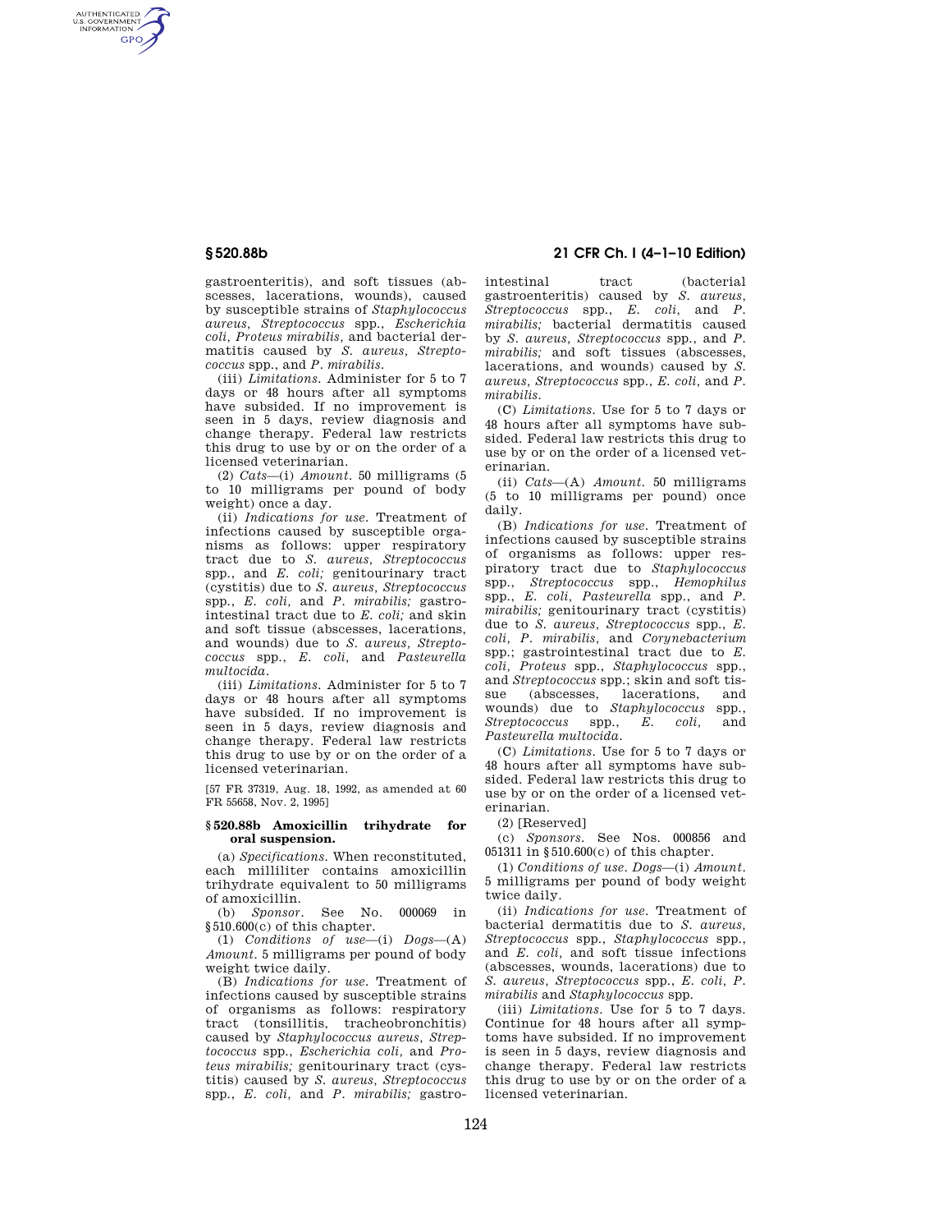gastroenteritis), and soft tissues (abscesses, lacerations, wounds), caused by susceptible strains of *Staphylococcus aureus*, *Streptococcus* spp., *Escherichia coli*, *Proteus mirabilis*, and bacterial dermatitis caused by *S. aureus*, *Streptococcus* spp., and *P. mirabilis*.

(iii) *Limitations*. Administer for 5 to 7 days or 48 hours after all symptoms have subsided. If no improvement is seen in 5 days, review diagnosis and change therapy. Federal law restricts this drug to use by or on the order of a licensed veterinarian.

(2) *Cats*—(i) *Amount*. 50 milligrams (5 to 10 milligrams per pound of body weight) once a day.

(ii) *Indications for use*. Treatment of infections caused by susceptible organisms as follows: upper respiratory tract due to *S. aureus*, *Streptococcus* spp., and *E. coli;* genitourinary tract (cystitis) due to *S. aureus*, *Streptococcus* spp., *E. coli*, and *P. mirabilis;* gastrointestinal tract due to *E. coli;* and skin and soft tissue (abscesses, lacerations, and wounds) due to *S. aureus*, *Streptococcus* spp., *E. coli*, and *Pasteurella multocida*.

(iii) *Limitations*. Administer for 5 to 7 days or 48 hours after all symptoms have subsided. If no improvement is seen in 5 days, review diagnosis and change therapy. Federal law restricts this drug to use by or on the order of a licensed veterinarian.

[57 FR 37319, Aug. 18, 1992, as amended at 60 FR 55658, Nov. 2, 1995]

### § 520.88b Amoxicillin trihydrate for oral suspension.

(a) *Specifications*. When reconstituted, each milliliter contains amoxicillin trihydrate equivalent to 50 milligrams of amoxicillin.

(b) *Sponsor*. See No. 000069 in § 510.600(c) of this chapter.

(1) *Conditions of use*—(i) *Dogs*—(A) *Amount*. 5 milligrams per pound of body weight twice daily.

(B) *Indications for use*. Treatment of infections caused by susceptible strains of organisms as follows: respiratory tract (tonsillitis, tracheobronchitis) caused by *Staphylococcus aureus*, *Streptococcus* spp., *Escherichia coli*, and *Proteus mirabilis;* genitourinary tract (cystitis) caused by *S. aureus*, *Streptococcus* spp., *E. coli*, and *P. mirabilis;* gastrointestinal tract (bacterial gastroenteritis) caused by *S. aureus*, *Streptococcus* spp., *E. coli*, and *P. mirabilis;* bacterial dermatitis caused by *S. aureus*, *Streptococcus* spp., and *P. mirabilis;* and soft tissues (abscesses, lacerations, and wounds) caused by *S. aureus*, *Streptococcus* spp., *E. coli*, and *P. mirabilis*.

(C) *Limitations*. Use for 5 to 7 days or 48 hours after all symptoms have subsided. Federal law restricts this drug to use by or on the order of a licensed veterinarian.

(ii) *Cats*—(A) *Amount*. 50 milligrams (5 to 10 milligrams per pound) once daily.

(B) *Indications for use*. Treatment of infections caused by susceptible strains of organisms as follows: upper respiratory tract due to *Staphylococcus* spp., *Streptococcus* spp., *Hemophilus* spp., *E. coli*, *Pasteurella* spp., and *P. mirabilis;* genitourinary tract (cystitis) due to *S. aureus*, *Streptococcus* spp., *E. coli*, *P. mirabilis*, and *Corynebacterium* spp.; gastrointestinal tract due to *E. coli*, *Proteus* spp., *Staphylococcus* spp., and *Streptococcus* spp.; skin and soft tissue (abscesses, lacerations, and wounds) due to *Staphylococcus* spp., *Streptococcus* spp., *E. coli*, and *Pasteurella multocida*.

(C) *Limitations*. Use for 5 to 7 days or 48 hours after all symptoms have subsided. Federal law restricts this drug to use by or on the order of a licensed veterinarian.

(2) [Reserved]

(c) *Sponsors*. See Nos. 000856 and 051311 in § 510.600(c) of this chapter.

(1) *Conditions of use*. *Dogs*—(i) *Amount*. 5 milligrams per pound of body weight twice daily.

(ii) *Indications for use*. Treatment of bacterial dermatitis due to *S. aureus*, *Streptococcus* spp., *Staphylococcus* spp., and *E. coli*, and soft tissue infections (abscesses, wounds, lacerations) due to *S. aureus*, *Streptococcus* spp., *E. coli*, *P. mirabilis* and *Staphylococcus* spp.

(iii) *Limitations*. Use for 5 to 7 days. Continue for 48 hours after all symptoms have subsided. If no improvement is seen in 5 days, review diagnosis and change therapy. Federal law restricts this drug to use by or on the order of a licensed veterinarian.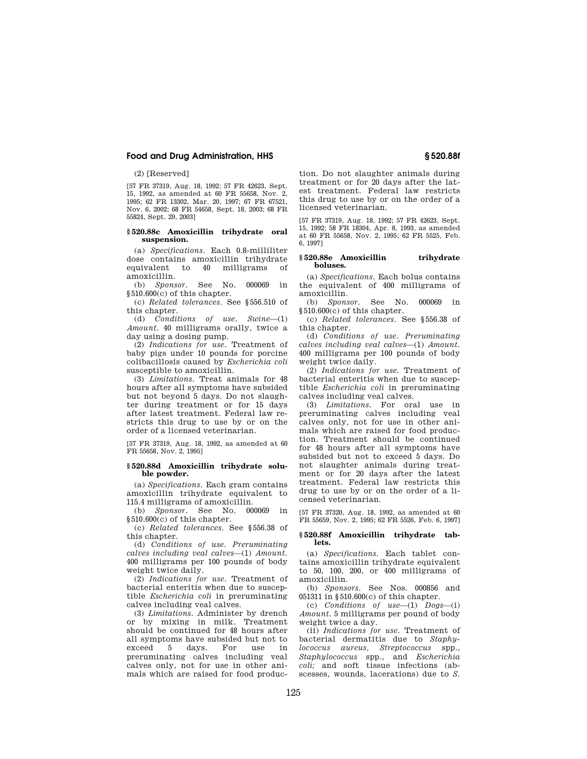(2) [Reserved]

[57 FR 37319, Aug. 18, 1992; 57 FR 42623, Sept. 15, 1992, as amended at 60 FR 55658, Nov. 2, 1995; 62 FR 13302, Mar. 20, 1997; 67 FR 67521, Nov. 6, 2002; 68 FR 54658, Sept. 18, 2003; 68 FR 55824, Sept. 29, 2003]

### § 520.88c Amoxicillin trihydrate oral suspension.

(a) *Specifications.* Each 0.8-milliliter dose contains amoxicillin trihydrate equivalent to 40 milligrams of amoxicillin.

(b) *Sponsor.* See No. 000069 in §510.600(c) of this chapter.

(c) *Related tolerances.* See §556.510 of this chapter.

(d) *Conditions of use. Swine*—(1) *Amount.* 40 milligrams orally, twice a day using a dosing pump.

(2) *Indications for use.* Treatment of baby pigs under 10 pounds for porcine colibacillosis caused by *Escherichia coli* susceptible to amoxicillin.

(3) *Limitations.* Treat animals for 48 hours after all symptoms have subsided but not beyond 5 days. Do not slaughter during treatment or for 15 days after latest treatment. Federal law restricts this drug to use by or on the order of a licensed veterinarian.

[57 FR 37319, Aug. 18, 1992, as amended at 60 FR 55658, Nov. 2, 1995]

### § 520.88d Amoxicillin trihydrate soluble powder.

(a) *Specifications.* Each gram contains amoxicillin trihydrate equivalent to 115.4 milligrams of amoxicillin.

(b) *Sponsor.* See No. 000069 in §510.600(c) of this chapter.

(c) *Related tolerances.* See §556.38 of this chapter.

(d) *Conditions of use. Preruminating calves including veal calves*—(1) *Amount.* 400 milligrams per 100 pounds of body weight twice daily.

(2) *Indications for use.* Treatment of bacterial enteritis when due to susceptible *Escherichia coli* in preruminating calves including veal calves.

(3) *Limitations.* Administer by drench or by mixing in milk. Treatment should be continued for 48 hours after all symptoms have subsided but not to exceed 5 days. For use in preruminating calves including veal calves only, not for use in other animals which are raised for food production. Do not slaughter animals during treatment or for 20 days after the latest treatment. Federal law restricts this drug to use by or on the order of a licensed veterinarian.

[57 FR 37319, Aug. 18, 1992; 57 FR 42623, Sept. 15, 1992; 58 FR 18304, Apr. 8, 1993, as amended at 60 FR 55658, Nov. 2, 1995; 62 FR 5525, Feb. 6, 1997]

### § 520.88e Amoxicillin trihydrate boluses.

(a) *Specifications.* Each bolus contains the equivalent of 400 milligrams of amoxicillin.

(b) *Sponsor.* See No. 000069 in §510.600(c) of this chapter.

(c) *Related tolerances.* See §556.38 of this chapter.

(d) *Conditions of use. Preruminating calves including veal calves*—(1) *Amount.* 400 milligrams per 100 pounds of body weight twice daily.

(2) *Indications for use.* Treatment of bacterial enteritis when due to susceptible *Escherichia coli* in preruminating calves including veal calves.

(3) *Limitations.* For oral use in preruminating calves including veal calves only, not for use in other animals which are raised for food production. Treatment should be continued for 48 hours after all symptoms have subsided but not to exceed 5 days. Do not slaughter animals during treatment or for 20 days after the latest treatment. Federal law restricts this drug to use by or on the order of a licensed veterinarian.

[57 FR 37320, Aug. 18, 1992, as amended at 60 FR 55659, Nov. 2, 1995; 62 FR 5526, Feb. 6, 1997]

### § 520.88f Amoxicillin trihydrate tablets.

(a) *Specifications.* Each tablet contains amoxicillin trihydrate equivalent to 50, 100, 200, or 400 milligrams of amoxicillin.

(b) *Sponsors.* See Nos. 000856 and 051311 in §510.600(c) of this chapter.

(c) *Conditions of use*—(1) *Dogs*—(i) *Amount.* 5 milligrams per pound of body weight twice a day.

(ii) *Indications for use.* Treatment of bacterial dermatitis due to *Staphylococcus aureus, Streptococcus* spp., *Staphylococcus* spp., and *Escherichia coli;* and soft tissue infections (abscesses, wounds, lacerations) due to *S.*